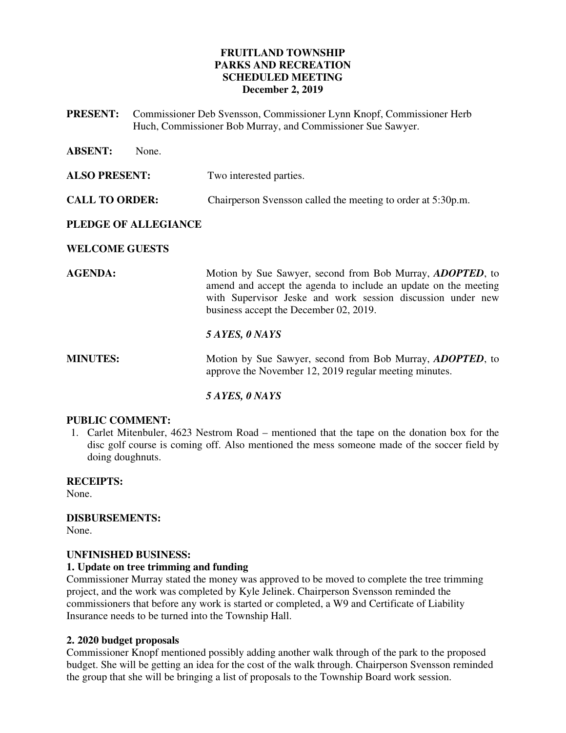# FRUITLAND TOWNSHIP
## PARKS AND RECREATION
## SCHEDULED MEETING
## December 2, 2019

**PRESENT:** Commissioner Deb Svensson, Commissioner Lynn Knopf, Commissioner Herb Huch, Commissioner Bob Murray, and Commissioner Sue Sawyer.

**ABSENT:** None.

**ALSO PRESENT:** Two interested parties.

**CALL TO ORDER:** Chairperson Svensson called the meeting to order at 5:30p.m.

**PLEDGE OF ALLEGIANCE**

**WELCOME GUESTS**

**AGENDA:** Motion by Sue Sawyer, second from Bob Murray, ***ADOPTED***, to amend and accept the agenda to include an update on the meeting with Supervisor Jeske and work session discussion under new business accept the December 02, 2019.

***5 AYES, 0 NAYS***

**MINUTES:** Motion by Sue Sawyer, second from Bob Murray, ***ADOPTED***, to approve the November 12, 2019 regular meeting minutes.

***5 AYES, 0 NAYS***

**PUBLIC COMMENT:**

1. Carlet Mitenbuler, 4623 Nestrom Road – mentioned that the tape on the donation box for the disc golf course is coming off. Also mentioned the mess someone made of the soccer field by doing doughnuts.

**RECEIPTS:**
None.

**DISBURSEMENTS:**
None.

**UNFINISHED BUSINESS:**

**1. Update on tree trimming and funding**

Commissioner Murray stated the money was approved to be moved to complete the tree trimming project, and the work was completed by Kyle Jelinek. Chairperson Svensson reminded the commissioners that before any work is started or completed, a W9 and Certificate of Liability Insurance needs to be turned into the Township Hall.

**2. 2020 budget proposals**

Commissioner Knopf mentioned possibly adding another walk through of the park to the proposed budget. She will be getting an idea for the cost of the walk through. Chairperson Svensson reminded the group that she will be bringing a list of proposals to the Township Board work session.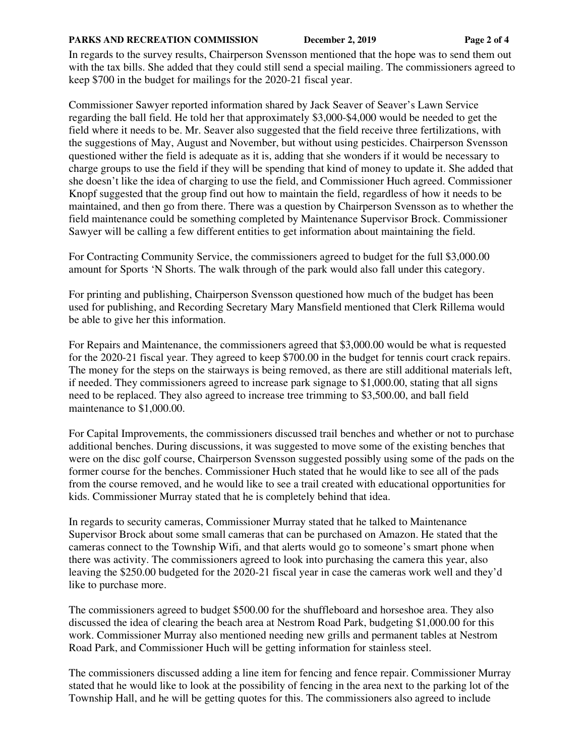In regards to the survey results, Chairperson Svensson mentioned that the hope was to send them out with the tax bills. She added that they could still send a special mailing. The commissioners agreed to keep $700 in the budget for mailings for the 2020-21 fiscal year.

Commissioner Sawyer reported information shared by Jack Seaver of Seaver's Lawn Service regarding the ball field. He told her that approximately $3,000-$4,000 would be needed to get the field where it needs to be. Mr. Seaver also suggested that the field receive three fertilizations, with the suggestions of May, August and November, but without using pesticides. Chairperson Svensson questioned wither the field is adequate as it is, adding that she wonders if it would be necessary to charge groups to use the field if they will be spending that kind of money to update it. She added that she doesn't like the idea of charging to use the field, and Commissioner Huch agreed. Commissioner Knopf suggested that the group find out how to maintain the field, regardless of how it needs to be maintained, and then go from there. There was a question by Chairperson Svensson as to whether the field maintenance could be something completed by Maintenance Supervisor Brock. Commissioner Sawyer will be calling a few different entities to get information about maintaining the field.

For Contracting Community Service, the commissioners agreed to budget for the full $3,000.00 amount for Sports 'N Shorts. The walk through of the park would also fall under this category.

For printing and publishing, Chairperson Svensson questioned how much of the budget has been used for publishing, and Recording Secretary Mary Mansfield mentioned that Clerk Rillema would be able to give her this information.

For Repairs and Maintenance, the commissioners agreed that $3,000.00 would be what is requested for the 2020-21 fiscal year. They agreed to keep $700.00 in the budget for tennis court crack repairs. The money for the steps on the stairways is being removed, as there are still additional materials left, if needed. They commissioners agreed to increase park signage to $1,000.00, stating that all signs need to be replaced. They also agreed to increase tree trimming to $3,500.00, and ball field maintenance to $1,000.00.

For Capital Improvements, the commissioners discussed trail benches and whether or not to purchase additional benches. During discussions, it was suggested to move some of the existing benches that were on the disc golf course, Chairperson Svensson suggested possibly using some of the pads on the former course for the benches. Commissioner Huch stated that he would like to see all of the pads from the course removed, and he would like to see a trail created with educational opportunities for kids. Commissioner Murray stated that he is completely behind that idea.

In regards to security cameras, Commissioner Murray stated that he talked to Maintenance Supervisor Brock about some small cameras that can be purchased on Amazon. He stated that the cameras connect to the Township Wifi, and that alerts would go to someone's smart phone when there was activity. The commissioners agreed to look into purchasing the camera this year, also leaving the $250.00 budgeted for the 2020-21 fiscal year in case the cameras work well and they'd like to purchase more.

The commissioners agreed to budget $500.00 for the shuffleboard and horseshoe area. They also discussed the idea of clearing the beach area at Nestrom Road Park, budgeting $1,000.00 for this work. Commissioner Murray also mentioned needing new grills and permanent tables at Nestrom Road Park, and Commissioner Huch will be getting information for stainless steel.

The commissioners discussed adding a line item for fencing and fence repair. Commissioner Murray stated that he would like to look at the possibility of fencing in the area next to the parking lot of the Township Hall, and he will be getting quotes for this. The commissioners also agreed to include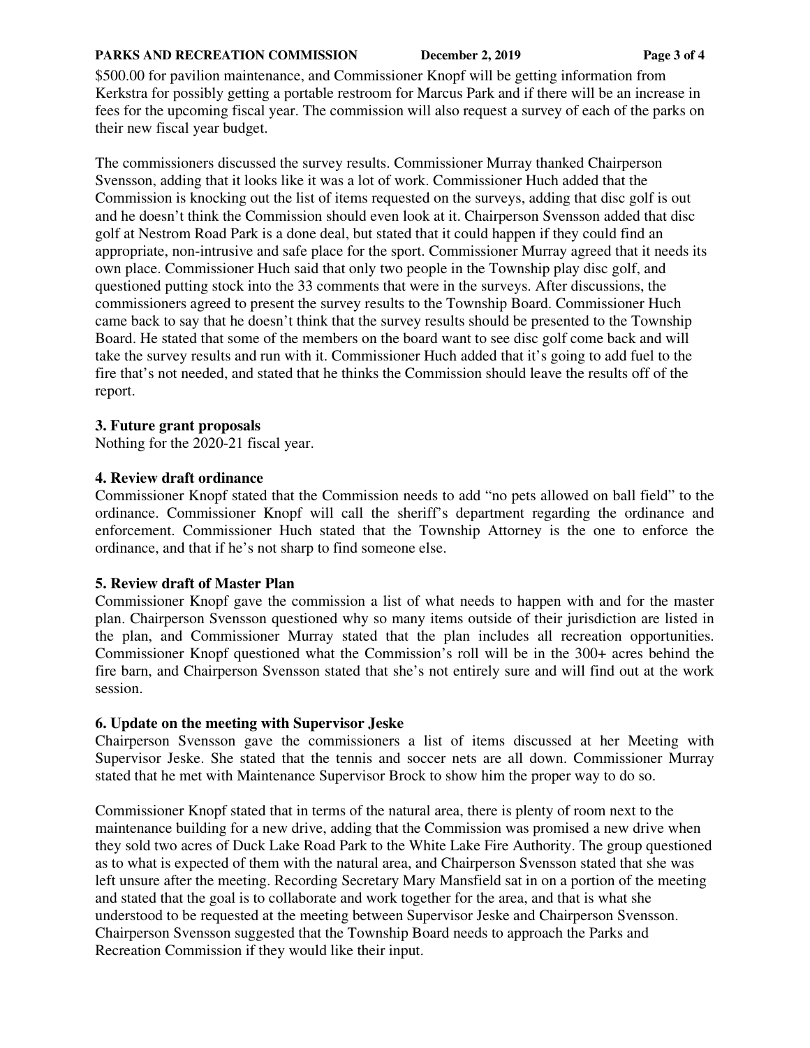$500.00 for pavilion maintenance, and Commissioner Knopf will be getting information from Kerkstra for possibly getting a portable restroom for Marcus Park and if there will be an increase in fees for the upcoming fiscal year. The commission will also request a survey of each of the parks on their new fiscal year budget.

The commissioners discussed the survey results. Commissioner Murray thanked Chairperson Svensson, adding that it looks like it was a lot of work. Commissioner Huch added that the Commission is knocking out the list of items requested on the surveys, adding that disc golf is out and he doesn't think the Commission should even look at it. Chairperson Svensson added that disc golf at Nestrom Road Park is a done deal, but stated that it could happen if they could find an appropriate, non-intrusive and safe place for the sport. Commissioner Murray agreed that it needs its own place. Commissioner Huch said that only two people in the Township play disc golf, and questioned putting stock into the 33 comments that were in the surveys. After discussions, the commissioners agreed to present the survey results to the Township Board. Commissioner Huch came back to say that he doesn't think that the survey results should be presented to the Township Board. He stated that some of the members on the board want to see disc golf come back and will take the survey results and run with it. Commissioner Huch added that it's going to add fuel to the fire that's not needed, and stated that he thinks the Commission should leave the results off of the report.

**3. Future grant proposals**
Nothing for the 2020-21 fiscal year.

**4. Review draft ordinance**
Commissioner Knopf stated that the Commission needs to add "no pets allowed on ball field" to the ordinance. Commissioner Knopf will call the sheriff's department regarding the ordinance and enforcement. Commissioner Huch stated that the Township Attorney is the one to enforce the ordinance, and that if he's not sharp to find someone else.

**5. Review draft of Master Plan**
Commissioner Knopf gave the commission a list of what needs to happen with and for the master plan. Chairperson Svensson questioned why so many items outside of their jurisdiction are listed in the plan, and Commissioner Murray stated that the plan includes all recreation opportunities. Commissioner Knopf questioned what the Commission's roll will be in the 300+ acres behind the fire barn, and Chairperson Svensson stated that she's not entirely sure and will find out at the work session.

**6. Update on the meeting with Supervisor Jeske**
Chairperson Svensson gave the commissioners a list of items discussed at her Meeting with Supervisor Jeske. She stated that the tennis and soccer nets are all down. Commissioner Murray stated that he met with Maintenance Supervisor Brock to show him the proper way to do so.

Commissioner Knopf stated that in terms of the natural area, there is plenty of room next to the maintenance building for a new drive, adding that the Commission was promised a new drive when they sold two acres of Duck Lake Road Park to the White Lake Fire Authority. The group questioned as to what is expected of them with the natural area, and Chairperson Svensson stated that she was left unsure after the meeting. Recording Secretary Mary Mansfield sat in on a portion of the meeting and stated that the goal is to collaborate and work together for the area, and that is what she understood to be requested at the meeting between Supervisor Jeske and Chairperson Svensson. Chairperson Svensson suggested that the Township Board needs to approach the Parks and Recreation Commission if they would like their input.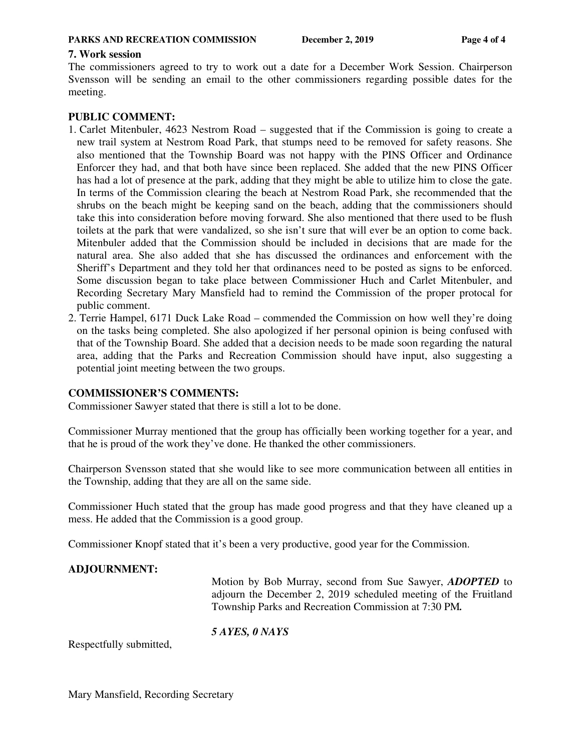**7. Work session**

The commissioners agreed to try to work out a date for a December Work Session. Chairperson Svensson will be sending an email to the other commissioners regarding possible dates for the meeting.

**PUBLIC COMMENT:**

1. Carlet Mitenbuler, 4623 Nestrom Road – suggested that if the Commission is going to create a new trail system at Nestrom Road Park, that stumps need to be removed for safety reasons. She also mentioned that the Township Board was not happy with the PINS Officer and Ordinance Enforcer they had, and that both have since been replaced. She added that the new PINS Officer has had a lot of presence at the park, adding that they might be able to utilize him to close the gate. In terms of the Commission clearing the beach at Nestrom Road Park, she recommended that the shrubs on the beach might be keeping sand on the beach, adding that the commissioners should take this into consideration before moving forward. She also mentioned that there used to be flush toilets at the park that were vandalized, so she isn't sure that will ever be an option to come back. Mitenbuler added that the Commission should be included in decisions that are made for the natural area. She also added that she has discussed the ordinances and enforcement with the Sheriff's Department and they told her that ordinances need to be posted as signs to be enforced. Some discussion began to take place between Commissioner Huch and Carlet Mitenbuler, and Recording Secretary Mary Mansfield had to remind the Commission of the proper protocal for public comment.
2. Terrie Hampel, 6171 Duck Lake Road – commended the Commission on how well they're doing on the tasks being completed. She also apologized if her personal opinion is being confused with that of the Township Board. She added that a decision needs to be made soon regarding the natural area, adding that the Parks and Recreation Commission should have input, also suggesting a potential joint meeting between the two groups.

**COMMISSIONER'S COMMENTS:**

Commissioner Sawyer stated that there is still a lot to be done.

Commissioner Murray mentioned that the group has officially been working together for a year, and that he is proud of the work they've done. He thanked the other commissioners.

Chairperson Svensson stated that she would like to see more communication between all entities in the Township, adding that they are all on the same side.

Commissioner Huch stated that the group has made good progress and that they have cleaned up a mess. He added that the Commission is a good group.

Commissioner Knopf stated that it's been a very productive, good year for the Commission.

**ADJOURNMENT:**

Motion by Bob Murray, second from Sue Sawyer, ***ADOPTED*** to adjourn the December 2, 2019 scheduled meeting of the Fruitland Township Parks and Recreation Commission at 7:30 PM**.**

***5 AYES, 0 NAYS***

Respectfully submitted,

Mary Mansfield, Recording Secretary